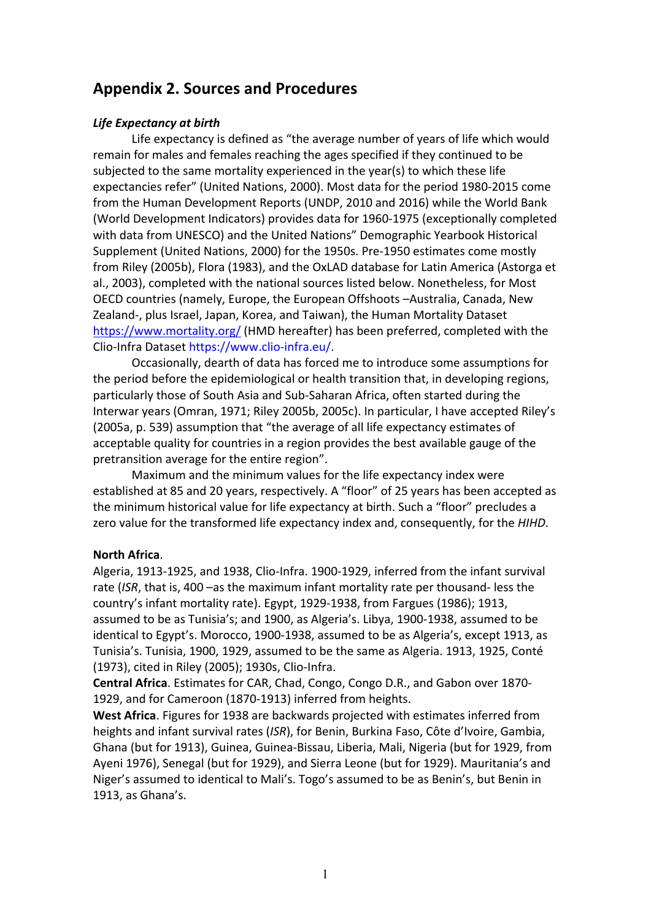## Appendix 2. Sources and Procedures

***Life Expectancy at birth***

Life expectancy is defined as "the average number of years of life which would remain for males and females reaching the ages specified if they continued to be subjected to the same mortality experienced in the year(s) to which these life expectancies refer" (United Nations, 2000). Most data for the period 1980-2015 come from the Human Development Reports (UNDP, 2010 and 2016) while the World Bank (World Development Indicators) provides data for 1960-1975 (exceptionally completed with data from UNESCO) and the United Nations" Demographic Yearbook Historical Supplement (United Nations, 2000) for the 1950s. Pre-1950 estimates come mostly from Riley (2005b), Flora (1983), and the OxLAD database for Latin America (Astorga et al., 2003), completed with the national sources listed below. Nonetheless, for Most OECD countries (namely, Europe, the European Offshoots –Australia, Canada, New Zealand-, plus Israel, Japan, Korea, and Taiwan), the Human Mortality Dataset https://www.mortality.org/ (HMD hereafter) has been preferred, completed with the Clio-Infra Dataset https://www.clio-infra.eu/.

Occasionally, dearth of data has forced me to introduce some assumptions for the period before the epidemiological or health transition that, in developing regions, particularly those of South Asia and Sub-Saharan Africa, often started during the Interwar years (Omran, 1971; Riley 2005b, 2005c). In particular, I have accepted Riley's (2005a, p. 539) assumption that "the average of all life expectancy estimates of acceptable quality for countries in a region provides the best available gauge of the pretransition average for the entire region".

Maximum and the minimum values for the life expectancy index were established at 85 and 20 years, respectively. A "floor" of 25 years has been accepted as the minimum historical value for life expectancy at birth. Such a "floor" precludes a zero value for the transformed life expectancy index and, consequently, for the *HIHD*.

**North Africa**.
Algeria, 1913-1925, and 1938, Clio-Infra. 1900-1929, inferred from the infant survival rate (*ISR*, that is, 400 –as the maximum infant mortality rate per thousand- less the country's infant mortality rate). Egypt, 1929-1938, from Fargues (1986); 1913, assumed to be as Tunisia's; and 1900, as Algeria's. Libya, 1900-1938, assumed to be identical to Egypt's. Morocco, 1900-1938, assumed to be as Algeria's, except 1913, as Tunisia's. Tunisia, 1900, 1929, assumed to be the same as Algeria. 1913, 1925, Conté (1973), cited in Riley (2005); 1930s, Clio-Infra.
**Central Africa**. Estimates for CAR, Chad, Congo, Congo D.R., and Gabon over 1870-1929, and for Cameroon (1870-1913) inferred from heights.
**West Africa**. Figures for 1938 are backwards projected with estimates inferred from heights and infant survival rates (*ISR*), for Benin, Burkina Faso, Côte d'Ivoire, Gambia, Ghana (but for 1913), Guinea, Guinea-Bissau, Liberia, Mali, Nigeria (but for 1929, from Ayeni 1976), Senegal (but for 1929), and Sierra Leone (but for 1929). Mauritania's and Niger's assumed to identical to Mali's. Togo's assumed to be as Benin's, but Benin in 1913, as Ghana's.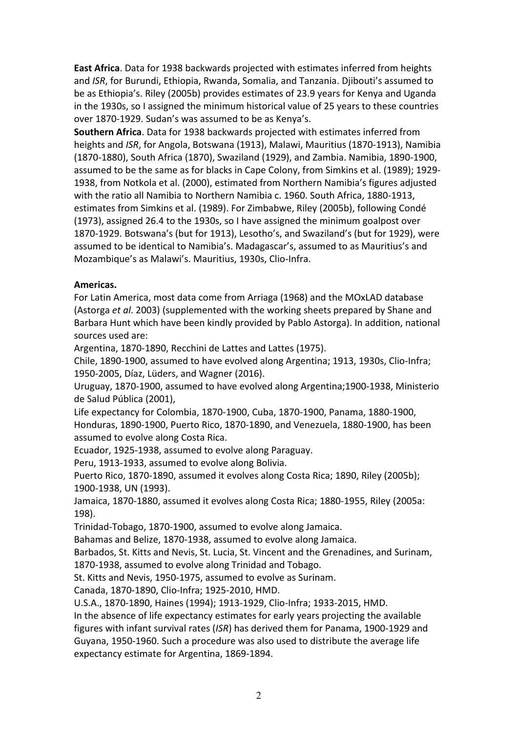**East Africa**. Data for 1938 backwards projected with estimates inferred from heights and *ISR*, for Burundi, Ethiopia, Rwanda, Somalia, and Tanzania. Djibouti's assumed to be as Ethiopia's. Riley (2005b) provides estimates of 23.9 years for Kenya and Uganda in the 1930s, so I assigned the minimum historical value of 25 years to these countries over 1870-1929. Sudan's was assumed to be as Kenya's.

**Southern Africa**. Data for 1938 backwards projected with estimates inferred from heights and *ISR*, for Angola, Botswana (1913), Malawi, Mauritius (1870-1913), Namibia (1870-1880), South Africa (1870), Swaziland (1929), and Zambia. Namibia, 1890-1900, assumed to be the same as for blacks in Cape Colony, from Simkins et al. (1989); 1929-1938, from Notkola et al. (2000), estimated from Northern Namibia's figures adjusted with the ratio all Namibia to Northern Namibia c. 1960. South Africa, 1880-1913, estimates from Simkins et al. (1989). For Zimbabwe, Riley (2005b), following Condé (1973), assigned 26.4 to the 1930s, so I have assigned the minimum goalpost over 1870-1929. Botswana's (but for 1913), Lesotho's, and Swaziland's (but for 1929), were assumed to be identical to Namibia's. Madagascar's, assumed to as Mauritius's and Mozambique's as Malawi's. Mauritius, 1930s, Clio-Infra.

**Americas.**

For Latin America, most data come from Arriaga (1968) and the MOxLAD database (Astorga *et al*. 2003) (supplemented with the working sheets prepared by Shane and Barbara Hunt which have been kindly provided by Pablo Astorga). In addition, national sources used are:

Argentina, 1870-1890, Recchini de Lattes and Lattes (1975).

Chile, 1890-1900, assumed to have evolved along Argentina; 1913, 1930s, Clio-Infra; 1950-2005, Díaz, Lüders, and Wagner (2016).

Uruguay, 1870-1900, assumed to have evolved along Argentina;1900-1938, Ministerio de Salud Pública (2001),

Life expectancy for Colombia, 1870-1900, Cuba, 1870-1900, Panama, 1880-1900, Honduras, 1890-1900, Puerto Rico, 1870-1890, and Venezuela, 1880-1900, has been assumed to evolve along Costa Rica.

Ecuador, 1925-1938, assumed to evolve along Paraguay.

Peru, 1913-1933, assumed to evolve along Bolivia.

Puerto Rico, 1870-1890, assumed it evolves along Costa Rica; 1890, Riley (2005b); 1900-1938, UN (1993).

Jamaica, 1870-1880, assumed it evolves along Costa Rica; 1880-1955, Riley (2005a: 198).

Trinidad-Tobago, 1870-1900, assumed to evolve along Jamaica.

Bahamas and Belize, 1870-1938, assumed to evolve along Jamaica.

Barbados, St. Kitts and Nevis, St. Lucia, St. Vincent and the Grenadines, and Surinam, 1870-1938, assumed to evolve along Trinidad and Tobago.

St. Kitts and Nevis, 1950-1975, assumed to evolve as Surinam.

Canada, 1870-1890, Clio-Infra; 1925-2010, HMD.

U.S.A., 1870-1890, Haines (1994); 1913-1929, Clio-Infra; 1933-2015, HMD.

In the absence of life expectancy estimates for early years projecting the available figures with infant survival rates (*ISR*) has derived them for Panama, 1900-1929 and Guyana, 1950-1960. Such a procedure was also used to distribute the average life expectancy estimate for Argentina, 1869-1894.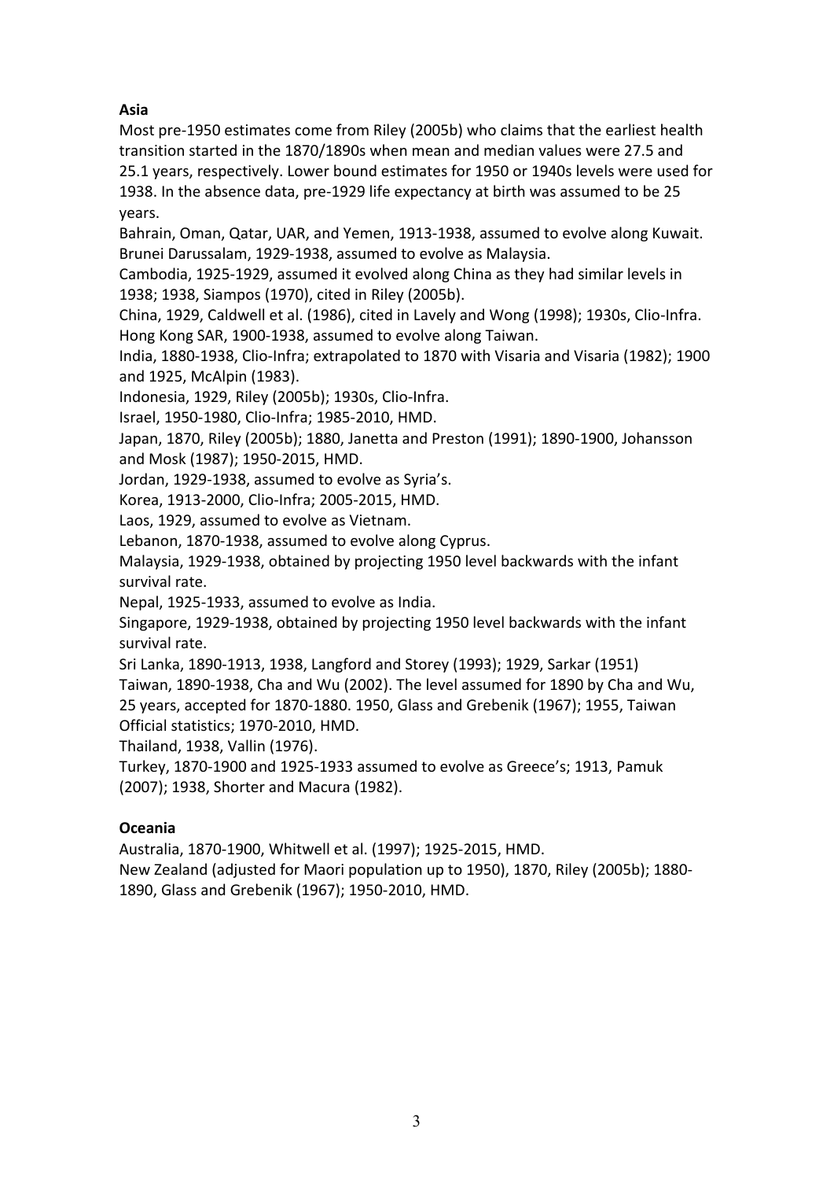**Asia**

Most pre-1950 estimates come from Riley (2005b) who claims that the earliest health transition started in the 1870/1890s when mean and median values were 27.5 and 25.1 years, respectively. Lower bound estimates for 1950 or 1940s levels were used for 1938. In the absence data, pre-1929 life expectancy at birth was assumed to be 25 years.

Bahrain, Oman, Qatar, UAR, and Yemen, 1913-1938, assumed to evolve along Kuwait.
Brunei Darussalam, 1929-1938, assumed to evolve as Malaysia.
Cambodia, 1925-1929, assumed it evolved along China as they had similar levels in 1938; 1938, Siampos (1970), cited in Riley (2005b).
China, 1929, Caldwell et al. (1986), cited in Lavely and Wong (1998); 1930s, Clio-Infra.
Hong Kong SAR, 1900-1938, assumed to evolve along Taiwan.
India, 1880-1938, Clio-Infra; extrapolated to 1870 with Visaria and Visaria (1982); 1900 and 1925, McAlpin (1983).
Indonesia, 1929, Riley (2005b); 1930s, Clio-Infra.
Israel, 1950-1980, Clio-Infra; 1985-2010, HMD.
Japan, 1870, Riley (2005b); 1880, Janetta and Preston (1991); 1890-1900, Johansson and Mosk (1987); 1950-2015, HMD.
Jordan, 1929-1938, assumed to evolve as Syria's.
Korea, 1913-2000, Clio-Infra; 2005-2015, HMD.
Laos, 1929, assumed to evolve as Vietnam.
Lebanon, 1870-1938, assumed to evolve along Cyprus.
Malaysia, 1929-1938, obtained by projecting 1950 level backwards with the infant survival rate.
Nepal, 1925-1933, assumed to evolve as India.
Singapore, 1929-1938, obtained by projecting 1950 level backwards with the infant survival rate.
Sri Lanka, 1890-1913, 1938, Langford and Storey (1993); 1929, Sarkar (1951)
Taiwan, 1890-1938, Cha and Wu (2002). The level assumed for 1890 by Cha and Wu, 25 years, accepted for 1870-1880. 1950, Glass and Grebenik (1967); 1955, Taiwan Official statistics; 1970-2010, HMD.
Thailand, 1938, Vallin (1976).
Turkey, 1870-1900 and 1925-1933 assumed to evolve as Greece's; 1913, Pamuk (2007); 1938, Shorter and Macura (1982).

**Oceania**

Australia, 1870-1900, Whitwell et al. (1997); 1925-2015, HMD.
New Zealand (adjusted for Maori population up to 1950), 1870, Riley (2005b); 1880-1890, Glass and Grebenik (1967); 1950-2010, HMD.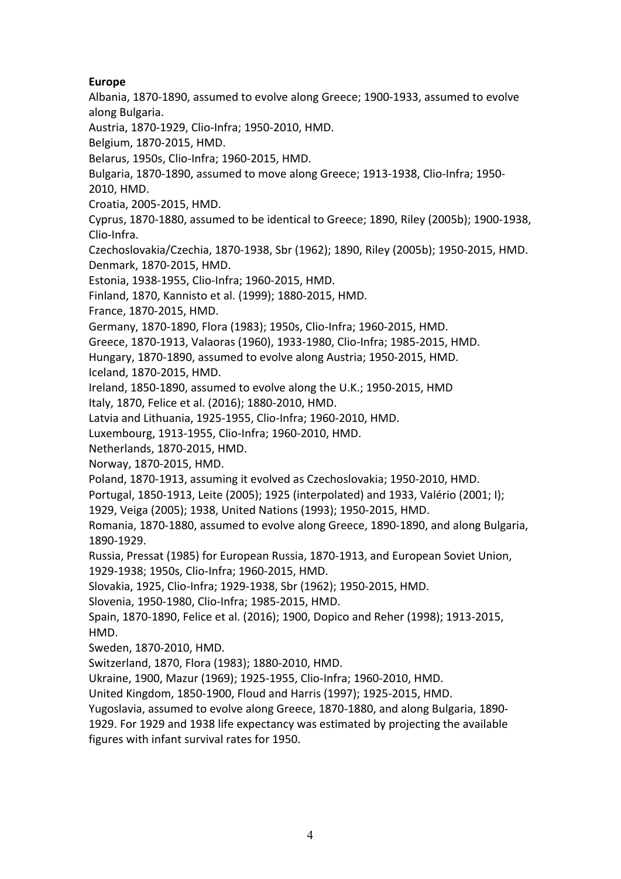**Europe**

Albania, 1870-1890, assumed to evolve along Greece; 1900-1933, assumed to evolve along Bulgaria.

Austria, 1870-1929, Clio-Infra; 1950-2010, HMD.

Belgium, 1870-2015, HMD.

Belarus, 1950s, Clio-Infra; 1960-2015, HMD.

Bulgaria, 1870-1890, assumed to move along Greece; 1913-1938, Clio-Infra; 1950-2010, HMD.

Croatia, 2005-2015, HMD.

Cyprus, 1870-1880, assumed to be identical to Greece; 1890, Riley (2005b); 1900-1938, Clio-Infra.

Czechoslovakia/Czechia, 1870-1938, Sbr (1962); 1890, Riley (2005b); 1950-2015, HMD.

Denmark, 1870-2015, HMD.

Estonia, 1938-1955, Clio-Infra; 1960-2015, HMD.

Finland, 1870, Kannisto et al. (1999); 1880-2015, HMD.

France, 1870-2015, HMD.

Germany, 1870-1890, Flora (1983); 1950s, Clio-Infra; 1960-2015, HMD.

Greece, 1870-1913, Valaoras (1960), 1933-1980, Clio-Infra; 1985-2015, HMD.

Hungary, 1870-1890, assumed to evolve along Austria; 1950-2015, HMD.

Iceland, 1870-2015, HMD.

Ireland, 1850-1890, assumed to evolve along the U.K.; 1950-2015, HMD

Italy, 1870, Felice et al. (2016); 1880-2010, HMD.

Latvia and Lithuania, 1925-1955, Clio-Infra; 1960-2010, HMD.

Luxembourg, 1913-1955, Clio-Infra; 1960-2010, HMD.

Netherlands, 1870-2015, HMD.

Norway, 1870-2015, HMD.

Poland, 1870-1913, assuming it evolved as Czechoslovakia; 1950-2010, HMD.

Portugal, 1850-1913, Leite (2005); 1925 (interpolated) and 1933, Valério (2001; I); 1929, Veiga (2005); 1938, United Nations (1993); 1950-2015, HMD.

Romania, 1870-1880, assumed to evolve along Greece, 1890-1890, and along Bulgaria, 1890-1929.

Russia, Pressat (1985) for European Russia, 1870-1913, and European Soviet Union, 1929-1938; 1950s, Clio-Infra; 1960-2015, HMD.

Slovakia, 1925, Clio-Infra; 1929-1938, Sbr (1962); 1950-2015, HMD.

Slovenia, 1950-1980, Clio-Infra; 1985-2015, HMD.

Spain, 1870-1890, Felice et al. (2016); 1900, Dopico and Reher (1998); 1913-2015, HMD.

Sweden, 1870-2010, HMD.

Switzerland, 1870, Flora (1983); 1880-2010, HMD.

Ukraine, 1900, Mazur (1969); 1925-1955, Clio-Infra; 1960-2010, HMD.

United Kingdom, 1850-1900, Floud and Harris (1997); 1925-2015, HMD.

Yugoslavia, assumed to evolve along Greece, 1870-1880, and along Bulgaria, 1890-1929. For 1929 and 1938 life expectancy was estimated by projecting the available figures with infant survival rates for 1950.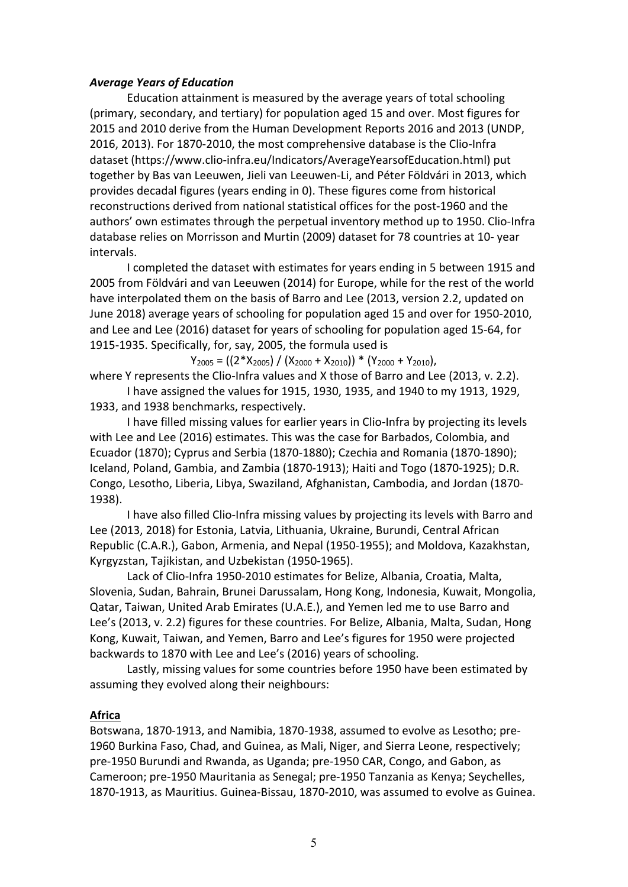***Average Years of Education***

Education attainment is measured by the average years of total schooling (primary, secondary, and tertiary) for population aged 15 and over. Most figures for 2015 and 2010 derive from the Human Development Reports 2016 and 2013 (UNDP, 2016, 2013). For 1870-2010, the most comprehensive database is the Clio-Infra dataset (https://www.clio-infra.eu/Indicators/AverageYearsofEducation.html) put together by Bas van Leeuwen, Jieli van Leeuwen-Li, and Péter Földvári in 2013, which provides decadal figures (years ending in 0). These figures come from historical reconstructions derived from national statistical offices for the post-1960 and the authors' own estimates through the perpetual inventory method up to 1950. Clio-Infra database relies on Morrisson and Murtin (2009) dataset for 78 countries at 10- year intervals.

I completed the dataset with estimates for years ending in 5 between 1915 and 2005 from Földvári and van Leeuwen (2014) for Europe, while for the rest of the world have interpolated them on the basis of Barro and Lee (2013, version 2.2, updated on June 2018) average years of schooling for population aged 15 and over for 1950-2010, and Lee and Lee (2016) dataset for years of schooling for population aged 15-64, for 1915-1935. Specifically, for, say, 2005, the formula used is

$$Y_{2005} = ((2*X_{2005}) / (X_{2000} + X_{2010})) * (Y_{2000} + Y_{2010}),$$

where Y represents the Clio-Infra values and X those of Barro and Lee (2013, v. 2.2).

I have assigned the values for 1915, 1930, 1935, and 1940 to my 1913, 1929, 1933, and 1938 benchmarks, respectively.

I have filled missing values for earlier years in Clio-Infra by projecting its levels with Lee and Lee (2016) estimates. This was the case for Barbados, Colombia, and Ecuador (1870); Cyprus and Serbia (1870-1880); Czechia and Romania (1870-1890); Iceland, Poland, Gambia, and Zambia (1870-1913); Haiti and Togo (1870-1925); D.R. Congo, Lesotho, Liberia, Libya, Swaziland, Afghanistan, Cambodia, and Jordan (1870-1938).

I have also filled Clio-Infra missing values by projecting its levels with Barro and Lee (2013, 2018) for Estonia, Latvia, Lithuania, Ukraine, Burundi, Central African Republic (C.A.R.), Gabon, Armenia, and Nepal (1950-1955); and Moldova, Kazakhstan, Kyrgyzstan, Tajikistan, and Uzbekistan (1950-1965).

Lack of Clio-Infra 1950-2010 estimates for Belize, Albania, Croatia, Malta, Slovenia, Sudan, Bahrain, Brunei Darussalam, Hong Kong, Indonesia, Kuwait, Mongolia, Qatar, Taiwan, United Arab Emirates (U.A.E.), and Yemen led me to use Barro and Lee's (2013, v. 2.2) figures for these countries. For Belize, Albania, Malta, Sudan, Hong Kong, Kuwait, Taiwan, and Yemen, Barro and Lee's figures for 1950 were projected backwards to 1870 with Lee and Lee's (2016) years of schooling.

Lastly, missing values for some countries before 1950 have been estimated by assuming they evolved along their neighbours:

**Africa**

Botswana, 1870-1913, and Namibia, 1870-1938, assumed to evolve as Lesotho; pre-1960 Burkina Faso, Chad, and Guinea, as Mali, Niger, and Sierra Leone, respectively; pre-1950 Burundi and Rwanda, as Uganda; pre-1950 CAR, Congo, and Gabon, as Cameroon; pre-1950 Mauritania as Senegal; pre-1950 Tanzania as Kenya; Seychelles, 1870-1913, as Mauritius. Guinea-Bissau, 1870-2010, was assumed to evolve as Guinea.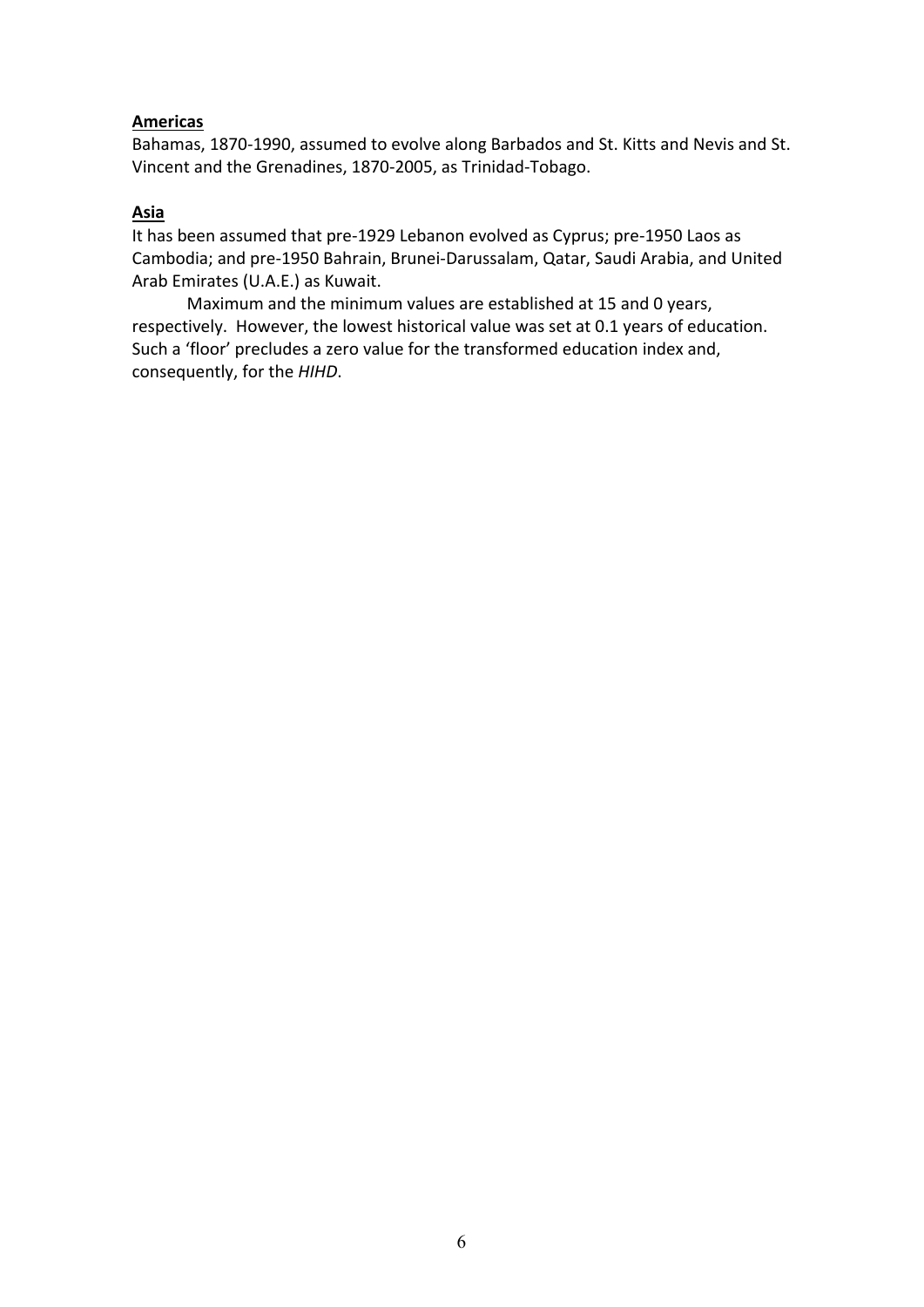**Americas**

Bahamas, 1870-1990, assumed to evolve along Barbados and St. Kitts and Nevis and St. Vincent and the Grenadines, 1870-2005, as Trinidad-Tobago.

**Asia**

It has been assumed that pre-1929 Lebanon evolved as Cyprus; pre-1950 Laos as Cambodia; and pre-1950 Bahrain, Brunei-Darussalam, Qatar, Saudi Arabia, and United Arab Emirates (U.A.E.) as Kuwait.

Maximum and the minimum values are established at 15 and 0 years, respectively. However, the lowest historical value was set at 0.1 years of education. Such a 'floor' precludes a zero value for the transformed education index and, consequently, for the *HIHD*.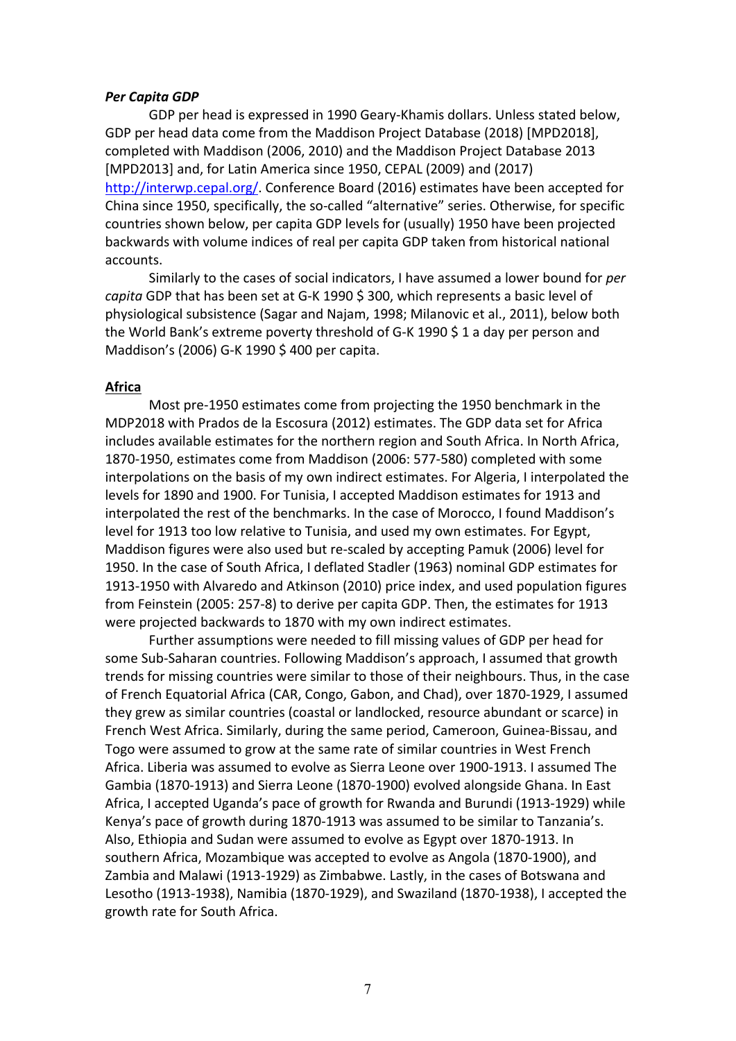***Per Capita GDP***

GDP per head is expressed in 1990 Geary-Khamis dollars. Unless stated below, GDP per head data come from the Maddison Project Database (2018) [MPD2018], completed with Maddison (2006, 2010) and the Maddison Project Database 2013 [MPD2013] and, for Latin America since 1950, CEPAL (2009) and (2017) http://interwp.cepal.org/. Conference Board (2016) estimates have been accepted for China since 1950, specifically, the so-called "alternative" series. Otherwise, for specific countries shown below, per capita GDP levels for (usually) 1950 have been projected backwards with volume indices of real per capita GDP taken from historical national accounts.

Similarly to the cases of social indicators, I have assumed a lower bound for *per capita* GDP that has been set at G-K 1990 $ 300, which represents a basic level of physiological subsistence (Sagar and Najam, 1998; Milanovic et al., 2011), below both the World Bank's extreme poverty threshold of G-K 1990 $ 1 a day per person and Maddison's (2006) G-K 1990 $ 400 per capita.

**Africa**

Most pre-1950 estimates come from projecting the 1950 benchmark in the MDP2018 with Prados de la Escosura (2012) estimates. The GDP data set for Africa includes available estimates for the northern region and South Africa. In North Africa, 1870-1950, estimates come from Maddison (2006: 577-580) completed with some interpolations on the basis of my own indirect estimates. For Algeria, I interpolated the levels for 1890 and 1900. For Tunisia, I accepted Maddison estimates for 1913 and interpolated the rest of the benchmarks. In the case of Morocco, I found Maddison's level for 1913 too low relative to Tunisia, and used my own estimates. For Egypt, Maddison figures were also used but re-scaled by accepting Pamuk (2006) level for 1950. In the case of South Africa, I deflated Stadler (1963) nominal GDP estimates for 1913-1950 with Alvaredo and Atkinson (2010) price index, and used population figures from Feinstein (2005: 257-8) to derive per capita GDP. Then, the estimates for 1913 were projected backwards to 1870 with my own indirect estimates.

Further assumptions were needed to fill missing values of GDP per head for some Sub-Saharan countries. Following Maddison's approach, I assumed that growth trends for missing countries were similar to those of their neighbours. Thus, in the case of French Equatorial Africa (CAR, Congo, Gabon, and Chad), over 1870-1929, I assumed they grew as similar countries (coastal or landlocked, resource abundant or scarce) in French West Africa. Similarly, during the same period, Cameroon, Guinea-Bissau, and Togo were assumed to grow at the same rate of similar countries in West French Africa. Liberia was assumed to evolve as Sierra Leone over 1900-1913. I assumed The Gambia (1870-1913) and Sierra Leone (1870-1900) evolved alongside Ghana. In East Africa, I accepted Uganda's pace of growth for Rwanda and Burundi (1913-1929) while Kenya's pace of growth during 1870-1913 was assumed to be similar to Tanzania's. Also, Ethiopia and Sudan were assumed to evolve as Egypt over 1870-1913. In southern Africa, Mozambique was accepted to evolve as Angola (1870-1900), and Zambia and Malawi (1913-1929) as Zimbabwe. Lastly, in the cases of Botswana and Lesotho (1913-1938), Namibia (1870-1929), and Swaziland (1870-1938), I accepted the growth rate for South Africa.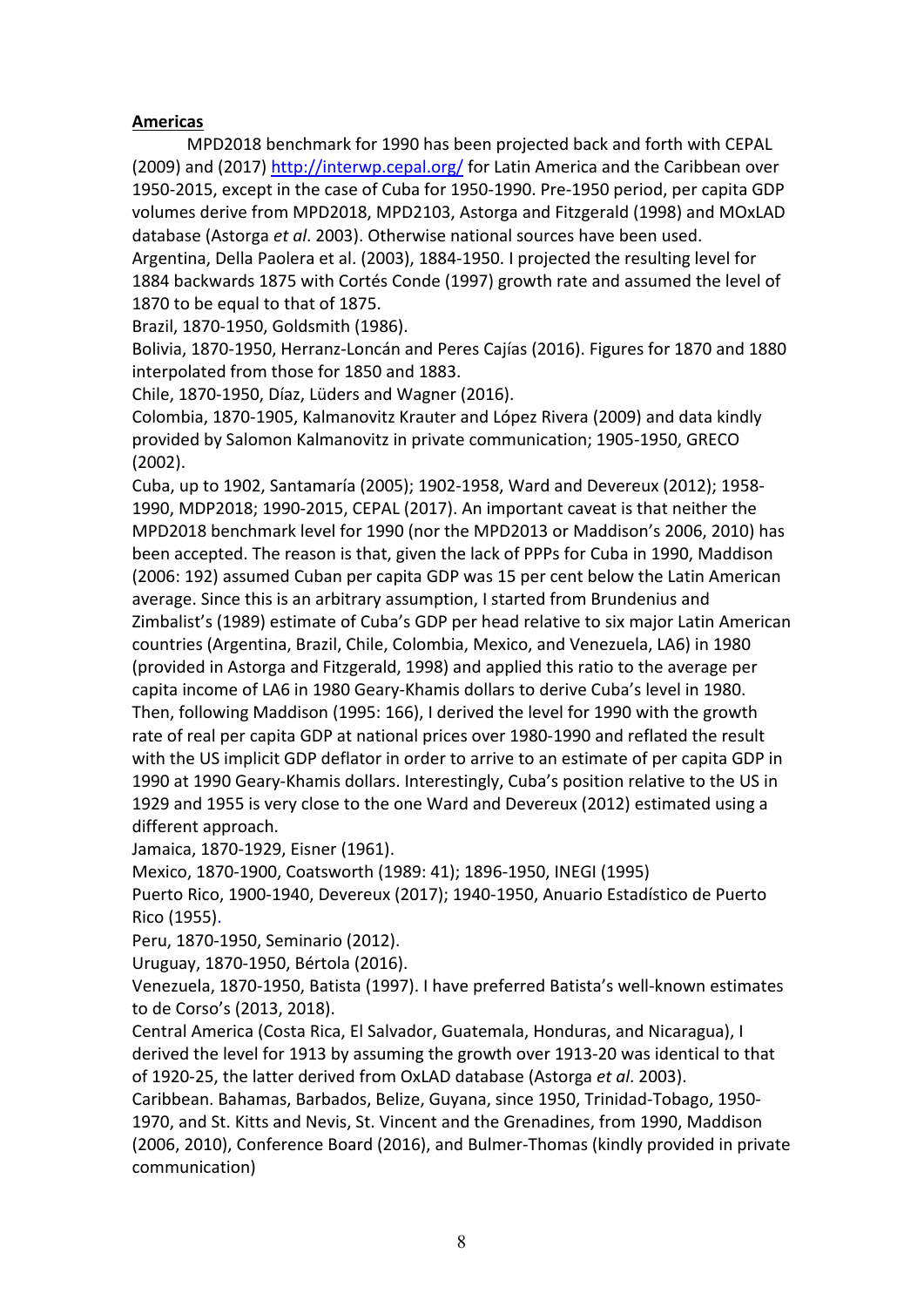**Americas**

MPD2018 benchmark for 1990 has been projected back and forth with CEPAL (2009) and (2017) http://interwp.cepal.org/ for Latin America and the Caribbean over 1950-2015, except in the case of Cuba for 1950-1990. Pre-1950 period, per capita GDP volumes derive from MPD2018, MPD2103, Astorga and Fitzgerald (1998) and MOxLAD database (Astorga *et al*. 2003). Otherwise national sources have been used.

Argentina, Della Paolera et al. (2003), 1884-1950. I projected the resulting level for 1884 backwards 1875 with Cortés Conde (1997) growth rate and assumed the level of 1870 to be equal to that of 1875.

Brazil, 1870-1950, Goldsmith (1986).

Bolivia, 1870-1950, Herranz-Loncán and Peres Cajías (2016). Figures for 1870 and 1880 interpolated from those for 1850 and 1883.

Chile, 1870-1950, Díaz, Lüders and Wagner (2016).

Colombia, 1870-1905, Kalmanovitz Krauter and López Rivera (2009) and data kindly provided by Salomon Kalmanovitz in private communication; 1905-1950, GRECO (2002).

Cuba, up to 1902, Santamaría (2005); 1902-1958, Ward and Devereux (2012); 1958-1990, MDP2018; 1990-2015, CEPAL (2017). An important caveat is that neither the MPD2018 benchmark level for 1990 (nor the MPD2013 or Maddison's 2006, 2010) has been accepted. The reason is that, given the lack of PPPs for Cuba in 1990, Maddison (2006: 192) assumed Cuban per capita GDP was 15 per cent below the Latin American average. Since this is an arbitrary assumption, I started from Brundenius and Zimbalist's (1989) estimate of Cuba's GDP per head relative to six major Latin American countries (Argentina, Brazil, Chile, Colombia, Mexico, and Venezuela, LA6) in 1980 (provided in Astorga and Fitzgerald, 1998) and applied this ratio to the average per capita income of LA6 in 1980 Geary-Khamis dollars to derive Cuba's level in 1980. Then, following Maddison (1995: 166), I derived the level for 1990 with the growth rate of real per capita GDP at national prices over 1980-1990 and reflated the result with the US implicit GDP deflator in order to arrive to an estimate of per capita GDP in 1990 at 1990 Geary-Khamis dollars. Interestingly, Cuba's position relative to the US in 1929 and 1955 is very close to the one Ward and Devereux (2012) estimated using a different approach.

Jamaica, 1870-1929, Eisner (1961).

Mexico, 1870-1900, Coatsworth (1989: 41); 1896-1950, INEGI (1995)

Puerto Rico, 1900-1940, Devereux (2017); 1940-1950, Anuario Estadístico de Puerto Rico (1955).

Peru, 1870-1950, Seminario (2012).

Uruguay, 1870-1950, Bértola (2016).

Venezuela, 1870-1950, Batista (1997). I have preferred Batista's well-known estimates to de Corso's (2013, 2018).

Central America (Costa Rica, El Salvador, Guatemala, Honduras, and Nicaragua), I derived the level for 1913 by assuming the growth over 1913-20 was identical to that of 1920-25, the latter derived from OxLAD database (Astorga *et al*. 2003).

Caribbean. Bahamas, Barbados, Belize, Guyana, since 1950, Trinidad-Tobago, 1950-1970, and St. Kitts and Nevis, St. Vincent and the Grenadines, from 1990, Maddison (2006, 2010), Conference Board (2016), and Bulmer-Thomas (kindly provided in private communication)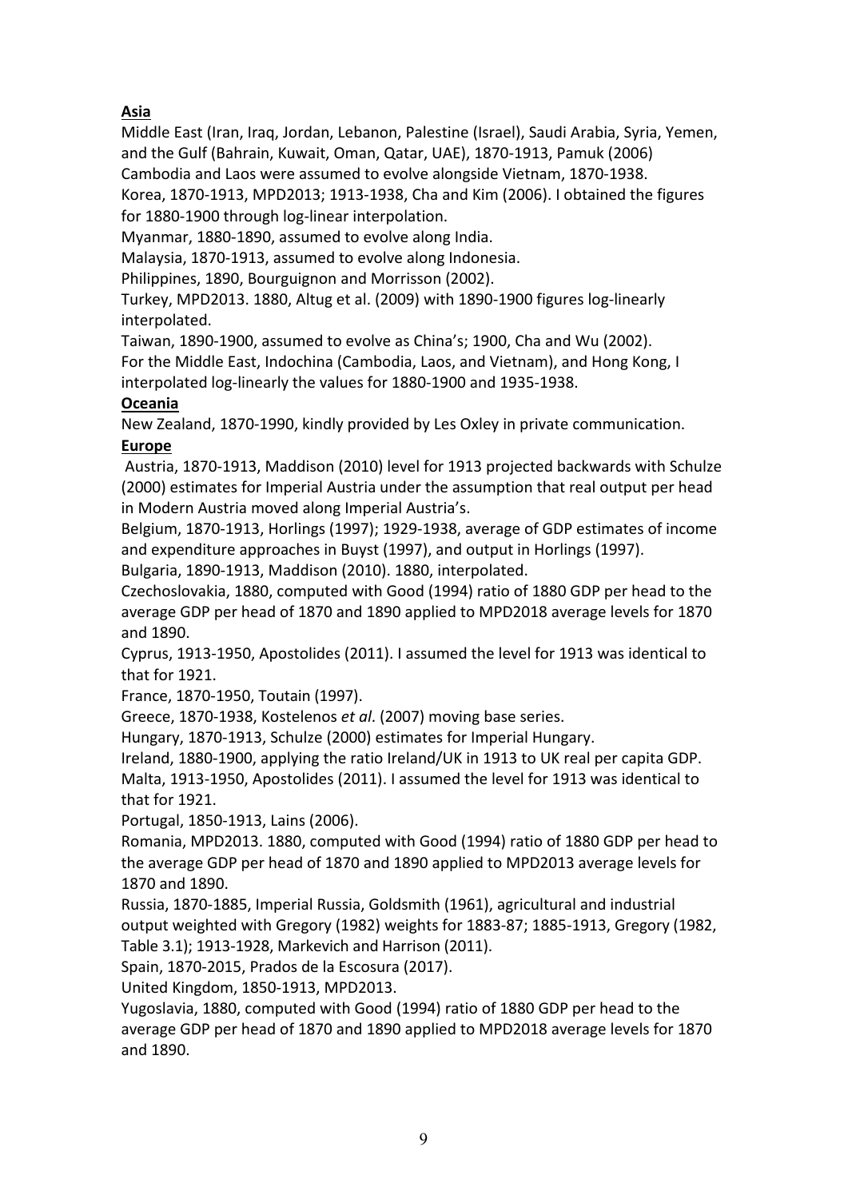**Asia**

Middle East (Iran, Iraq, Jordan, Lebanon, Palestine (Israel), Saudi Arabia, Syria, Yemen, and the Gulf (Bahrain, Kuwait, Oman, Qatar, UAE), 1870-1913, Pamuk (2006)

Cambodia and Laos were assumed to evolve alongside Vietnam, 1870-1938.

Korea, 1870-1913, MPD2013; 1913-1938, Cha and Kim (2006). I obtained the figures for 1880-1900 through log-linear interpolation.

Myanmar, 1880-1890, assumed to evolve along India.

Malaysia, 1870-1913, assumed to evolve along Indonesia.

Philippines, 1890, Bourguignon and Morrisson (2002).

Turkey, MPD2013. 1880, Altug et al. (2009) with 1890-1900 figures log-linearly interpolated.

Taiwan, 1890-1900, assumed to evolve as China's; 1900, Cha and Wu (2002).

For the Middle East, Indochina (Cambodia, Laos, and Vietnam), and Hong Kong, I interpolated log-linearly the values for 1880-1900 and 1935-1938.

**Oceania**

New Zealand, 1870-1990, kindly provided by Les Oxley in private communication.

**Europe**

Austria, 1870-1913, Maddison (2010) level for 1913 projected backwards with Schulze (2000) estimates for Imperial Austria under the assumption that real output per head in Modern Austria moved along Imperial Austria's.

Belgium, 1870-1913, Horlings (1997); 1929-1938, average of GDP estimates of income and expenditure approaches in Buyst (1997), and output in Horlings (1997).

Bulgaria, 1890-1913, Maddison (2010). 1880, interpolated.

Czechoslovakia, 1880, computed with Good (1994) ratio of 1880 GDP per head to the average GDP per head of 1870 and 1890 applied to MPD2018 average levels for 1870 and 1890.

Cyprus, 1913-1950, Apostolides (2011). I assumed the level for 1913 was identical to that for 1921.

France, 1870-1950, Toutain (1997).

Greece, 1870-1938, Kostelenos *et al*. (2007) moving base series.

Hungary, 1870-1913, Schulze (2000) estimates for Imperial Hungary.

Ireland, 1880-1900, applying the ratio Ireland/UK in 1913 to UK real per capita GDP.

Malta, 1913-1950, Apostolides (2011). I assumed the level for 1913 was identical to that for 1921.

Portugal, 1850-1913, Lains (2006).

Romania, MPD2013. 1880, computed with Good (1994) ratio of 1880 GDP per head to the average GDP per head of 1870 and 1890 applied to MPD2013 average levels for 1870 and 1890.

Russia, 1870-1885, Imperial Russia, Goldsmith (1961), agricultural and industrial output weighted with Gregory (1982) weights for 1883-87; 1885-1913, Gregory (1982, Table 3.1); 1913-1928, Markevich and Harrison (2011).

Spain, 1870-2015, Prados de la Escosura (2017).

United Kingdom, 1850-1913, MPD2013.

Yugoslavia, 1880, computed with Good (1994) ratio of 1880 GDP per head to the average GDP per head of 1870 and 1890 applied to MPD2018 average levels for 1870 and 1890.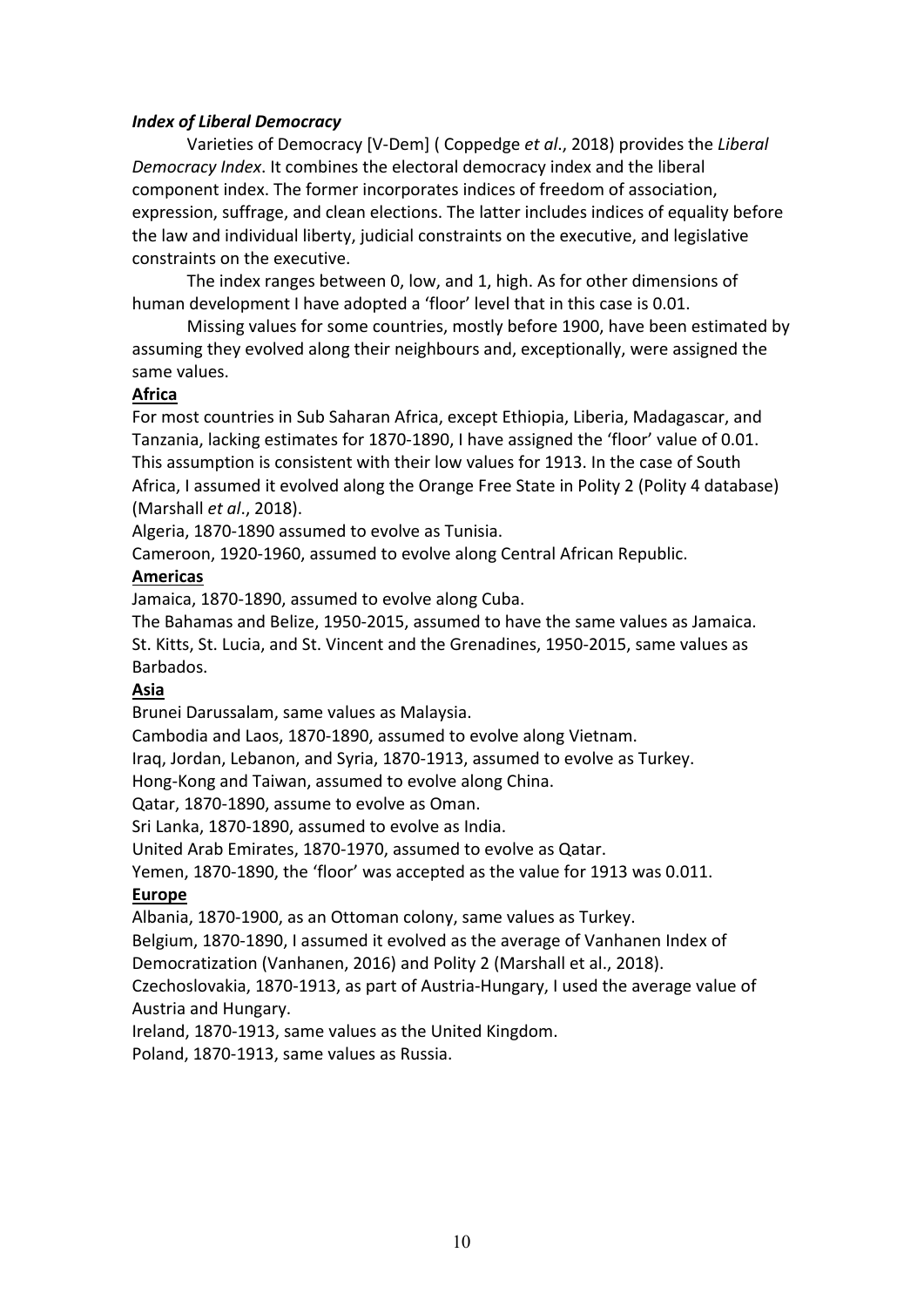***Index of Liberal Democracy***

Varieties of Democracy [V-Dem] ( Coppedge *et al*., 2018) provides the *Liberal Democracy Index*. It combines the electoral democracy index and the liberal component index. The former incorporates indices of freedom of association, expression, suffrage, and clean elections. The latter includes indices of equality before the law and individual liberty, judicial constraints on the executive, and legislative constraints on the executive.

The index ranges between 0, low, and 1, high. As for other dimensions of human development I have adopted a 'floor' level that in this case is 0.01.

Missing values for some countries, mostly before 1900, have been estimated by assuming they evolved along their neighbours and, exceptionally, were assigned the same values.

**Africa**

For most countries in Sub Saharan Africa, except Ethiopia, Liberia, Madagascar, and Tanzania, lacking estimates for 1870-1890, I have assigned the 'floor' value of 0.01. This assumption is consistent with their low values for 1913. In the case of South Africa, I assumed it evolved along the Orange Free State in Polity 2 (Polity 4 database) (Marshall *et al*., 2018).

Algeria, 1870-1890 assumed to evolve as Tunisia.

Cameroon, 1920-1960, assumed to evolve along Central African Republic.

**Americas**

Jamaica, 1870-1890, assumed to evolve along Cuba.

The Bahamas and Belize, 1950-2015, assumed to have the same values as Jamaica.

St. Kitts, St. Lucia, and St. Vincent and the Grenadines, 1950-2015, same values as Barbados.

**Asia**

Brunei Darussalam, same values as Malaysia.

Cambodia and Laos, 1870-1890, assumed to evolve along Vietnam.

Iraq, Jordan, Lebanon, and Syria, 1870-1913, assumed to evolve as Turkey.

Hong-Kong and Taiwan, assumed to evolve along China.

Qatar, 1870-1890, assume to evolve as Oman.

Sri Lanka, 1870-1890, assumed to evolve as India.

United Arab Emirates, 1870-1970, assumed to evolve as Qatar.

Yemen, 1870-1890, the 'floor' was accepted as the value for 1913 was 0.011.

**Europe**

Albania, 1870-1900, as an Ottoman colony, same values as Turkey.

Belgium, 1870-1890, I assumed it evolved as the average of Vanhanen Index of Democratization (Vanhanen, 2016) and Polity 2 (Marshall et al., 2018).

Czechoslovakia, 1870-1913, as part of Austria-Hungary, I used the average value of Austria and Hungary.

Ireland, 1870-1913, same values as the United Kingdom.

Poland, 1870-1913, same values as Russia.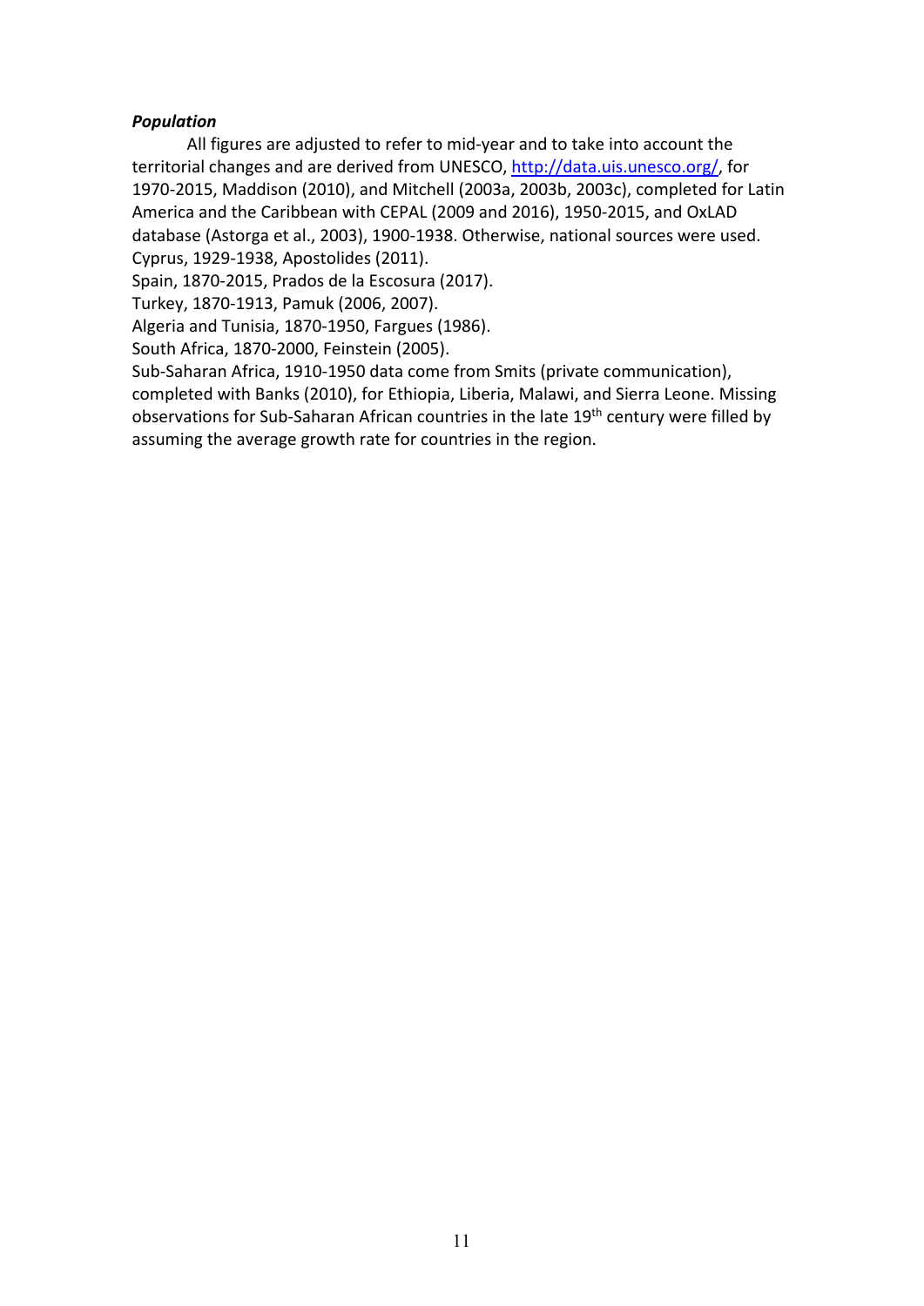***Population***

All figures are adjusted to refer to mid-year and to take into account the territorial changes and are derived from UNESCO, http://data.uis.unesco.org/, for 1970-2015, Maddison (2010), and Mitchell (2003a, 2003b, 2003c), completed for Latin America and the Caribbean with CEPAL (2009 and 2016), 1950-2015, and OxLAD database (Astorga et al., 2003), 1900-1938. Otherwise, national sources were used.

Cyprus, 1929-1938, Apostolides (2011).

Spain, 1870-2015, Prados de la Escosura (2017).

Turkey, 1870-1913, Pamuk (2006, 2007).

Algeria and Tunisia, 1870-1950, Fargues (1986).

South Africa, 1870-2000, Feinstein (2005).

Sub-Saharan Africa, 1910-1950 data come from Smits (private communication), completed with Banks (2010), for Ethiopia, Liberia, Malawi, and Sierra Leone. Missing observations for Sub-Saharan African countries in the late 19th century were filled by assuming the average growth rate for countries in the region.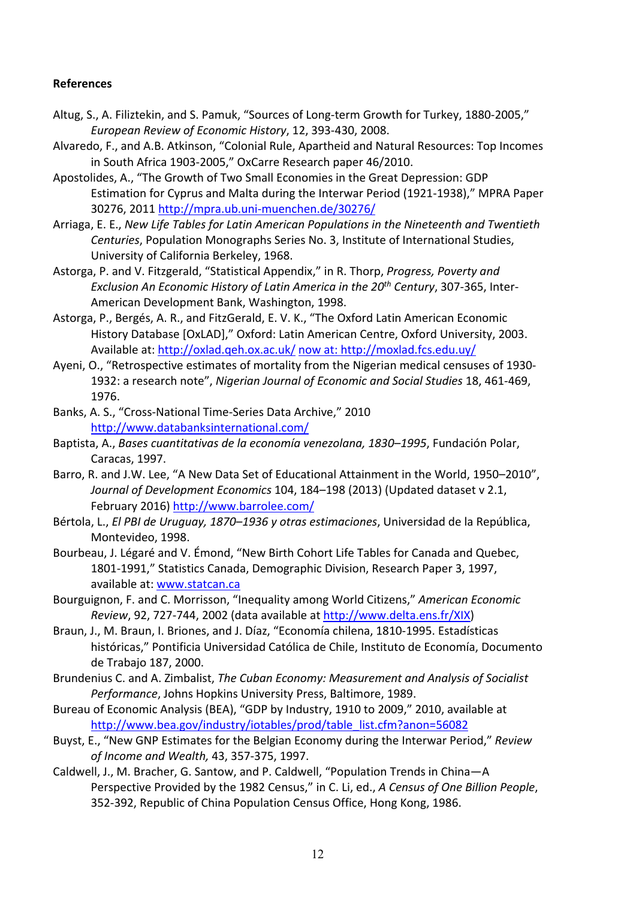**References**

Altug, S., A. Filiztekin, and S. Pamuk, "Sources of Long-term Growth for Turkey, 1880-2005," *European Review of Economic History*, 12, 393-430, 2008.

Alvaredo, F., and A.B. Atkinson, "Colonial Rule, Apartheid and Natural Resources: Top Incomes in South Africa 1903-2005," OxCarre Research paper 46/2010.

Apostolides, A., "The Growth of Two Small Economies in the Great Depression: GDP Estimation for Cyprus and Malta during the Interwar Period (1921-1938)," MPRA Paper 30276, 2011 http://mpra.ub.uni-muenchen.de/30276/

Arriaga, E. E., *New Life Tables for Latin American Populations in the Nineteenth and Twentieth Centuries*, Population Monographs Series No. 3, Institute of International Studies, University of California Berkeley, 1968.

Astorga, P. and V. Fitzgerald, "Statistical Appendix," in R. Thorp, *Progress, Poverty and Exclusion An Economic History of Latin America in the 20th Century*, 307-365, Inter-American Development Bank, Washington, 1998.

Astorga, P., Bergés, A. R., and FitzGerald, E. V. K., "The Oxford Latin American Economic History Database [OxLAD]," Oxford: Latin American Centre, Oxford University, 2003. Available at: http://oxlad.qeh.ox.ac.uk/ now at: http://moxlad.fcs.edu.uy/

Ayeni, O., "Retrospective estimates of mortality from the Nigerian medical censuses of 1930-1932: a research note", *Nigerian Journal of Economic and Social Studies* 18, 461-469, 1976.

Banks, A. S., "Cross-National Time-Series Data Archive," 2010 http://www.databanksinternational.com/

Baptista, A., *Bases cuantitativas de la economía venezolana, 1830–1995*, Fundación Polar, Caracas, 1997.

Barro, R. and J.W. Lee, "A New Data Set of Educational Attainment in the World, 1950–2010", *Journal of Development Economics* 104, 184–198 (2013) (Updated dataset v 2.1, February 2016) http://www.barrolee.com/

Bértola, L., *El PBI de Uruguay, 1870–1936 y otras estimaciones*, Universidad de la República, Montevideo, 1998.

Bourbeau, J. Légaré and V. Émond, "New Birth Cohort Life Tables for Canada and Quebec, 1801-1991," Statistics Canada, Demographic Division, Research Paper 3, 1997, available at: www.statcan.ca

Bourguignon, F. and C. Morrisson, "Inequality among World Citizens," *American Economic Review*, 92, 727-744, 2002 (data available at http://www.delta.ens.fr/XIX)

Braun, J., M. Braun, I. Briones, and J. Díaz, "Economía chilena, 1810-1995. Estadísticas históricas," Pontificia Universidad Católica de Chile, Instituto de Economía, Documento de Trabajo 187, 2000.

Brundenius C. and A. Zimbalist, *The Cuban Economy: Measurement and Analysis of Socialist Performance*, Johns Hopkins University Press, Baltimore, 1989.

Bureau of Economic Analysis (BEA), "GDP by Industry, 1910 to 2009," 2010, available at http://www.bea.gov/industry/iotables/prod/table_list.cfm?anon=56082

Buyst, E., "New GNP Estimates for the Belgian Economy during the Interwar Period," *Review of Income and Wealth,* 43, 357-375, 1997.

Caldwell, J., M. Bracher, G. Santow, and P. Caldwell, "Population Trends in China—A Perspective Provided by the 1982 Census," in C. Li, ed., *A Census of One Billion People*, 352-392, Republic of China Population Census Office, Hong Kong, 1986.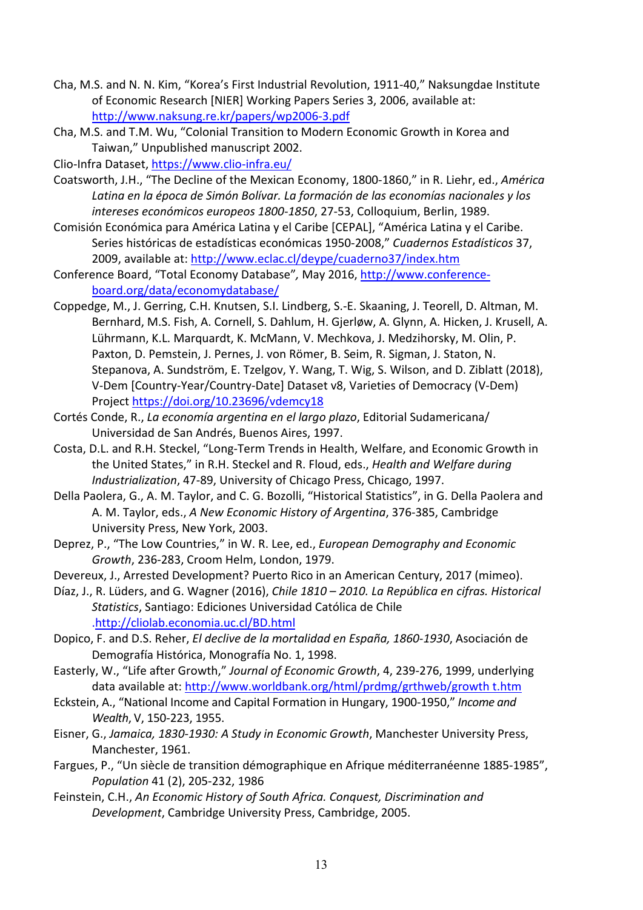Cha, M.S. and N. N. Kim, "Korea's First Industrial Revolution, 1911-40," Naksungdae Institute of Economic Research [NIER] Working Papers Series 3, 2006, available at: http://www.naksung.re.kr/papers/wp2006-3.pdf

Cha, M.S. and T.M. Wu, "Colonial Transition to Modern Economic Growth in Korea and Taiwan," Unpublished manuscript 2002.

Clio-Infra Dataset, https://www.clio-infra.eu/

Coatsworth, J.H., "The Decline of the Mexican Economy, 1800-1860," in R. Liehr, ed., *América Latina en la época de Simón Bolívar. La formación de las economías nacionales y los intereses económicos europeos 1800-1850*, 27-53, Colloquium, Berlin, 1989.

Comisión Económica para América Latina y el Caribe [CEPAL], "América Latina y el Caribe. Series históricas de estadísticas económicas 1950-2008," *Cuadernos Estadísticos* 37, 2009, available at: http://www.eclac.cl/deype/cuaderno37/index.htm

Conference Board, "Total Economy Database", May 2016, http://www.conference-board.org/data/economydatabase/

Coppedge, M., J. Gerring, C.H. Knutsen, S.I. Lindberg, S.-E. Skaaning, J. Teorell, D. Altman, M. Bernhard, M.S. Fish, A. Cornell, S. Dahlum, H. Gjerløw, A. Glynn, A. Hicken, J. Krusell, A. Lührmann, K.L. Marquardt, K. McMann, V. Mechkova, J. Medzihorsky, M. Olin, P. Paxton, D. Pemstein, J. Pernes, J. von Römer, B. Seim, R. Sigman, J. Staton, N. Stepanova, A. Sundström, E. Tzelgov, Y. Wang, T. Wig, S. Wilson, and D. Ziblatt (2018), V-Dem [Country-Year/Country-Date] Dataset v8, Varieties of Democracy (V-Dem) Project https://doi.org/10.23696/vdemcy18

Cortés Conde, R., *La economía argentina en el largo plazo*, Editorial Sudamericana/ Universidad de San Andrés, Buenos Aires, 1997.

Costa, D.L. and R.H. Steckel, "Long-Term Trends in Health, Welfare, and Economic Growth in the United States," in R.H. Steckel and R. Floud, eds., *Health and Welfare during Industrialization*, 47-89, University of Chicago Press, Chicago, 1997.

Della Paolera, G., A. M. Taylor, and C. G. Bozolli, "Historical Statistics", in G. Della Paolera and A. M. Taylor, eds., *A New Economic History of Argentina*, 376-385, Cambridge University Press, New York, 2003.

Deprez, P., "The Low Countries," in W. R. Lee, ed., *European Demography and Economic Growth*, 236-283, Croom Helm, London, 1979.

Devereux, J., Arrested Development? Puerto Rico in an American Century, 2017 (mimeo).

Díaz, J., R. Lüders, and G. Wagner (2016), *Chile 1810 – 2010. La República en cifras. Historical Statistics*, Santiago: Ediciones Universidad Católica de Chile .http://cliolab.economia.uc.cl/BD.html

Dopico, F. and D.S. Reher, *El declive de la mortalidad en España, 1860-1930*, Asociación de Demografía Histórica, Monografía No. 1, 1998.

Easterly, W., "Life after Growth," *Journal of Economic Growth*, 4, 239-276, 1999, underlying data available at: http://www.worldbank.org/html/prdmg/grthweb/growth t.htm

Eckstein, A., "National Income and Capital Formation in Hungary, 1900-1950," *Income and Wealth*, V, 150-223, 1955.

Eisner, G., *Jamaica, 1830-1930: A Study in Economic Growth*, Manchester University Press, Manchester, 1961.

Fargues, P., "Un siècle de transition démographique en Afrique méditerranéenne 1885-1985", *Population* 41 (2), 205-232, 1986

Feinstein, C.H., *An Economic History of South Africa. Conquest, Discrimination and Development*, Cambridge University Press, Cambridge, 2005.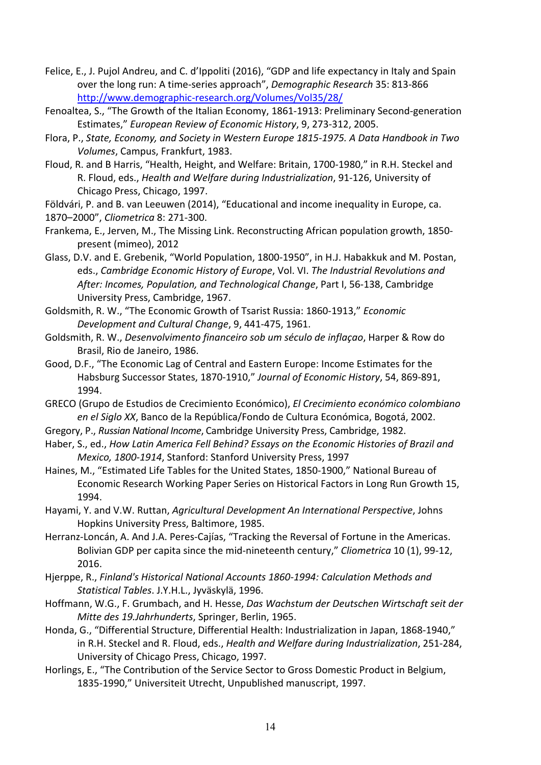Felice, E., J. Pujol Andreu, and C. d'Ippoliti (2016), "GDP and life expectancy in Italy and Spain over the long run: A time-series approach", *Demographic Research* 35: 813-866 http://www.demographic-research.org/Volumes/Vol35/28/

Fenoaltea, S., "The Growth of the Italian Economy, 1861-1913: Preliminary Second-generation Estimates," *European Review of Economic History*, 9, 273-312, 2005.

Flora, P., *State, Economy, and Society in Western Europe 1815-1975. A Data Handbook in Two Volumes*, Campus, Frankfurt, 1983.

Floud, R. and B Harris, "Health, Height, and Welfare: Britain, 1700-1980," in R.H. Steckel and R. Floud, eds., *Health and Welfare during Industrialization*, 91-126, University of Chicago Press, Chicago, 1997.

Földvári, P. and B. van Leeuwen (2014), "Educational and income inequality in Europe, ca. 1870–2000", *Cliometrica* 8: 271-300.

Frankema, E., Jerven, M., The Missing Link. Reconstructing African population growth, 1850-present (mimeo), 2012

Glass, D.V. and E. Grebenik, "World Population, 1800-1950", in H.J. Habakkuk and M. Postan, eds., *Cambridge Economic History of Europe*, Vol. VI. *The Industrial Revolutions and After: Incomes, Population, and Technological Change*, Part I, 56-138, Cambridge University Press, Cambridge, 1967.

Goldsmith, R. W., "The Economic Growth of Tsarist Russia: 1860-1913," *Economic Development and Cultural Change*, 9, 441-475, 1961.

Goldsmith, R. W., *Desenvolvimento financeiro sob um século de inflaçao*, Harper & Row do Brasil, Rio de Janeiro, 1986.

Good, D.F., "The Economic Lag of Central and Eastern Europe: Income Estimates for the Habsburg Successor States, 1870-1910," *Journal of Economic History*, 54, 869-891, 1994.

GRECO (Grupo de Estudios de Crecimiento Económico), *El Crecimiento económico colombiano en el Siglo XX*, Banco de la República/Fondo de Cultura Económica, Bogotá, 2002.

Gregory, P., *Russian National Income*, Cambridge University Press, Cambridge, 1982.

Haber, S., ed., *How Latin America Fell Behind? Essays on the Economic Histories of Brazil and Mexico, 1800-1914*, Stanford: Stanford University Press, 1997

Haines, M., "Estimated Life Tables for the United States, 1850-1900," National Bureau of Economic Research Working Paper Series on Historical Factors in Long Run Growth 15, 1994.

Hayami, Y. and V.W. Ruttan, *Agricultural Development An International Perspective*, Johns Hopkins University Press, Baltimore, 1985.

Herranz-Loncán, A. And J.A. Peres-Cajías, "Tracking the Reversal of Fortune in the Americas. Bolivian GDP per capita since the mid-nineteenth century," *Cliometrica* 10 (1), 99-12, 2016.

Hjerppe, R., *Finland's Historical National Accounts 1860-1994: Calculation Methods and Statistical Tables*. J.Y.H.L., Jyväskylä, 1996.

Hoffmann, W.G., F. Grumbach, and H. Hesse, *Das Wachstum der Deutschen Wirtschaft seit der Mitte des 19.Jahrhunderts*, Springer, Berlin, 1965.

Honda, G., "Differential Structure, Differential Health: Industrialization in Japan, 1868-1940," in R.H. Steckel and R. Floud, eds., *Health and Welfare during Industrialization*, 251-284, University of Chicago Press, Chicago, 1997.

Horlings, E., "The Contribution of the Service Sector to Gross Domestic Product in Belgium, 1835-1990," Universiteit Utrecht, Unpublished manuscript, 1997.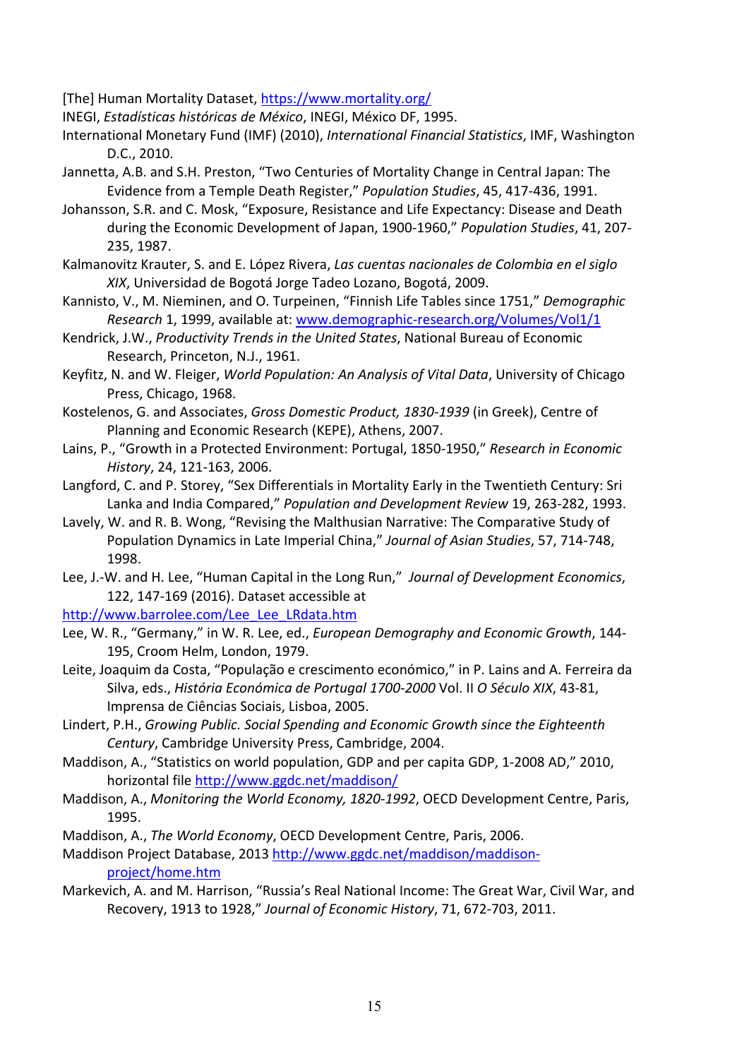[The] Human Mortality Dataset, https://www.mortality.org/

INEGI, *Estadísticas históricas de México*, INEGI, México DF, 1995.

International Monetary Fund (IMF) (2010), *International Financial Statistics*, IMF, Washington D.C., 2010.

Jannetta, A.B. and S.H. Preston, "Two Centuries of Mortality Change in Central Japan: The Evidence from a Temple Death Register," *Population Studies*, 45, 417-436, 1991.

Johansson, S.R. and C. Mosk, "Exposure, Resistance and Life Expectancy: Disease and Death during the Economic Development of Japan, 1900-1960," *Population Studies*, 41, 207-235, 1987.

Kalmanovitz Krauter, S. and E. López Rivera, *Las cuentas nacionales de Colombia en el siglo XIX*, Universidad de Bogotá Jorge Tadeo Lozano, Bogotá, 2009.

Kannisto, V., M. Nieminen, and O. Turpeinen, "Finnish Life Tables since 1751," *Demographic Research* 1, 1999, available at: www.demographic-research.org/Volumes/Vol1/1

Kendrick, J.W., *Productivity Trends in the United States*, National Bureau of Economic Research, Princeton, N.J., 1961.

Keyfitz, N. and W. Fleiger, *World Population: An Analysis of Vital Data*, University of Chicago Press, Chicago, 1968.

Kostelenos, G. and Associates, *Gross Domestic Product, 1830-1939* (in Greek), Centre of Planning and Economic Research (KEPE), Athens, 2007.

Lains, P., "Growth in a Protected Environment: Portugal, 1850-1950," *Research in Economic History*, 24, 121-163, 2006.

Langford, C. and P. Storey, "Sex Differentials in Mortality Early in the Twentieth Century: Sri Lanka and India Compared," *Population and Development Review* 19, 263-282, 1993.

Lavely, W. and R. B. Wong, "Revising the Malthusian Narrative: The Comparative Study of Population Dynamics in Late Imperial China," *Journal of Asian Studies*, 57, 714-748, 1998.

Lee, J.-W. and H. Lee, "Human Capital in the Long Run," *Journal of Development Economics*, 122, 147-169 (2016). Dataset accessible at http://www.barrolee.com/Lee_Lee_LRdata.htm

Lee, W. R., "Germany," in W. R. Lee, ed., *European Demography and Economic Growth*, 144-195, Croom Helm, London, 1979.

Leite, Joaquim da Costa, "População e crescimento económico," in P. Lains and A. Ferreira da Silva, eds., *História Económica de Portugal 1700-2000* Vol. II *O Século XIX*, 43-81, Imprensa de Ciências Sociais, Lisboa, 2005.

Lindert, P.H., *Growing Public. Social Spending and Economic Growth since the Eighteenth Century*, Cambridge University Press, Cambridge, 2004.

Maddison, A., "Statistics on world population, GDP and per capita GDP, 1-2008 AD," 2010, horizontal file http://www.ggdc.net/maddison/

Maddison, A., *Monitoring the World Economy, 1820-1992*, OECD Development Centre, Paris, 1995.

Maddison, A., *The World Economy*, OECD Development Centre, Paris, 2006.

Maddison Project Database, 2013 http://www.ggdc.net/maddison/maddison-project/home.htm

Markevich, A. and M. Harrison, "Russia's Real National Income: The Great War, Civil War, and Recovery, 1913 to 1928," *Journal of Economic History*, 71, 672-703, 2011.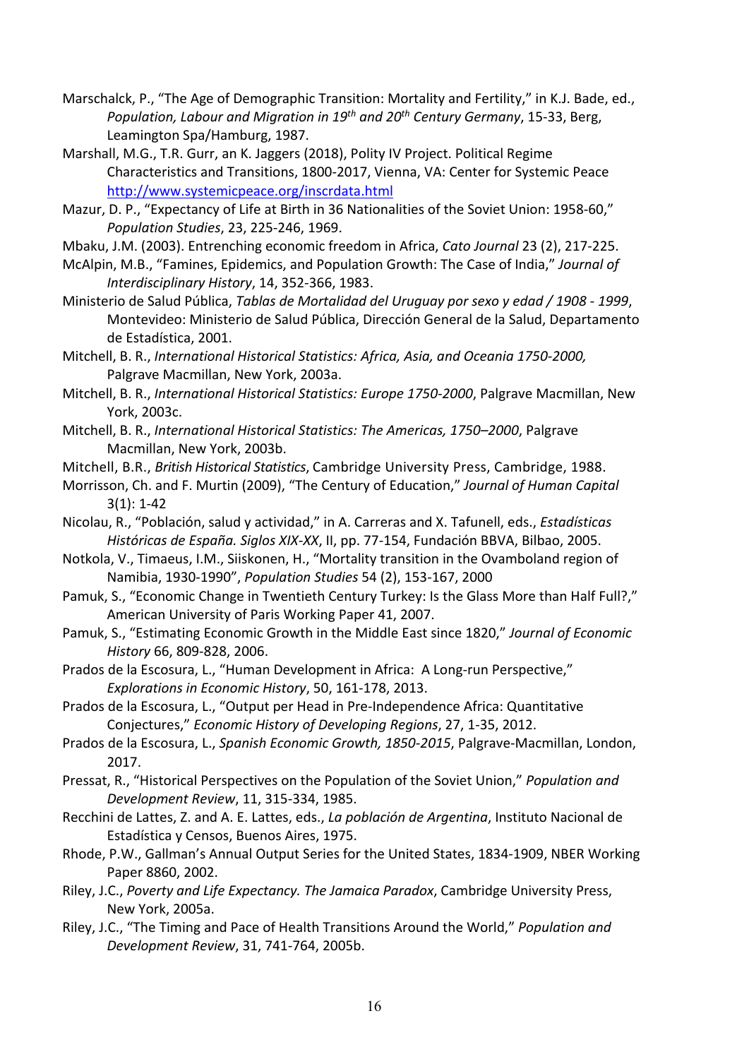Marschalck, P., "The Age of Demographic Transition: Mortality and Fertility," in K.J. Bade, ed., *Population, Labour and Migration in 19th and 20th Century Germany*, 15-33, Berg, Leamington Spa/Hamburg, 1987.

Marshall, M.G., T.R. Gurr, an K. Jaggers (2018), Polity IV Project. Political Regime Characteristics and Transitions, 1800-2017, Vienna, VA: Center for Systemic Peace http://www.systemicpeace.org/inscrdata.html

Mazur, D. P., "Expectancy of Life at Birth in 36 Nationalities of the Soviet Union: 1958-60," *Population Studies*, 23, 225-246, 1969.

Mbaku, J.M. (2003). Entrenching economic freedom in Africa, *Cato Journal* 23 (2), 217-225.

McAlpin, M.B., "Famines, Epidemics, and Population Growth: The Case of India," *Journal of Interdisciplinary History*, 14, 352-366, 1983.

Ministerio de Salud Pública, *Tablas de Mortalidad del Uruguay por sexo y edad / 1908 - 1999*, Montevideo: Ministerio de Salud Pública, Dirección General de la Salud, Departamento de Estadística, 2001.

Mitchell, B. R., *International Historical Statistics: Africa, Asia, and Oceania 1750-2000,* Palgrave Macmillan, New York, 2003a.

Mitchell, B. R., *International Historical Statistics: Europe 1750-2000*, Palgrave Macmillan, New York, 2003c.

Mitchell, B. R., *International Historical Statistics: The Americas, 1750–2000*, Palgrave Macmillan, New York, 2003b.

Mitchell, B.R., *British Historical Statistics*, Cambridge University Press, Cambridge, 1988.

Morrisson, Ch. and F. Murtin (2009), "The Century of Education," *Journal of Human Capital* 3(1): 1-42

Nicolau, R., "Población, salud y actividad," in A. Carreras and X. Tafunell, eds., *Estadísticas Históricas de España. Siglos XIX-XX*, II, pp. 77-154, Fundación BBVA, Bilbao, 2005.

Notkola, V., Timaeus, I.M., Siiskonen, H., "Mortality transition in the Ovamboland region of Namibia, 1930-1990", *Population Studies* 54 (2), 153-167, 2000

Pamuk, S., "Economic Change in Twentieth Century Turkey: Is the Glass More than Half Full?," American University of Paris Working Paper 41, 2007.

Pamuk, S., "Estimating Economic Growth in the Middle East since 1820," *Journal of Economic History* 66, 809-828, 2006.

Prados de la Escosura, L., "Human Development in Africa: A Long-run Perspective," *Explorations in Economic History*, 50, 161-178, 2013.

Prados de la Escosura, L., "Output per Head in Pre-Independence Africa: Quantitative Conjectures," *Economic History of Developing Regions*, 27, 1-35, 2012.

Prados de la Escosura, L., *Spanish Economic Growth, 1850-2015*, Palgrave-Macmillan, London, 2017.

Pressat, R., "Historical Perspectives on the Population of the Soviet Union," *Population and Development Review*, 11, 315-334, 1985.

Recchini de Lattes, Z. and A. E. Lattes, eds., *La población de Argentina*, Instituto Nacional de Estadística y Censos, Buenos Aires, 1975.

Rhode, P.W., Gallman's Annual Output Series for the United States, 1834-1909, NBER Working Paper 8860, 2002.

Riley, J.C., *Poverty and Life Expectancy. The Jamaica Paradox*, Cambridge University Press, New York, 2005a.

Riley, J.C., "The Timing and Pace of Health Transitions Around the World," *Population and Development Review*, 31, 741-764, 2005b.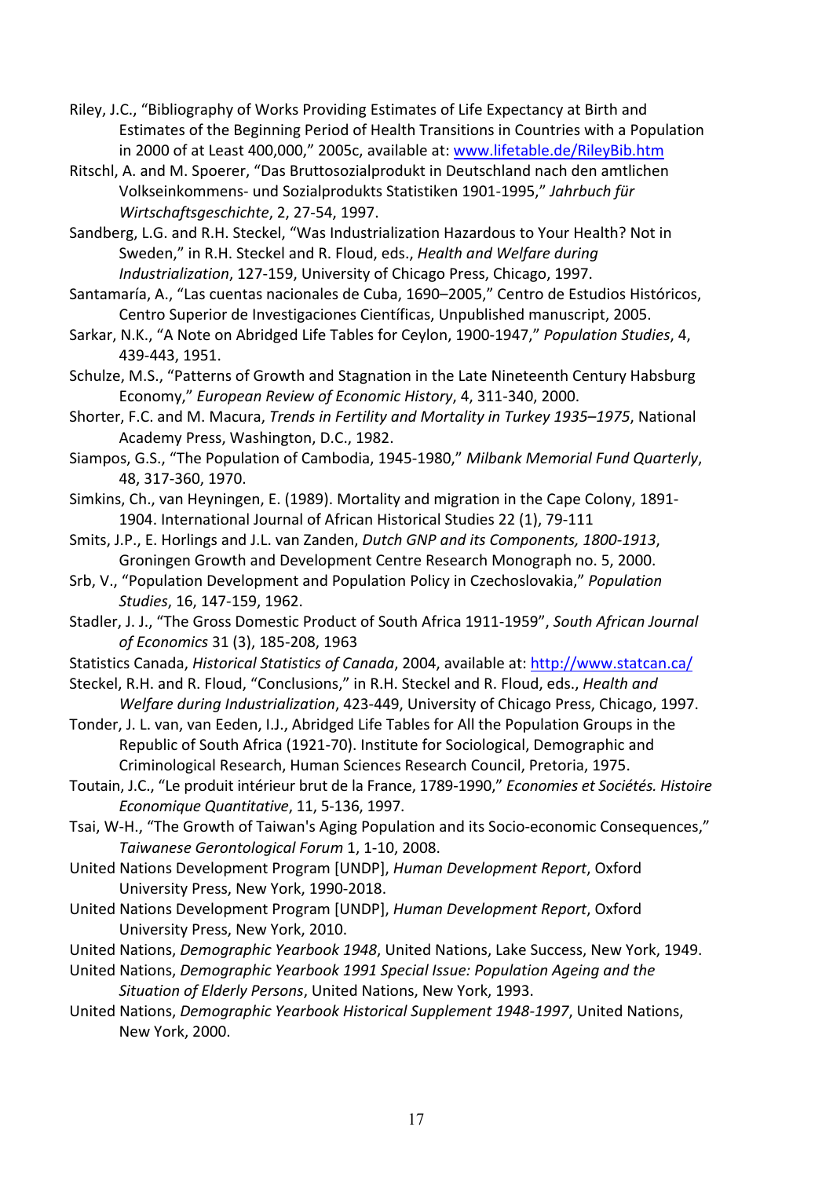Riley, J.C., “Bibliography of Works Providing Estimates of Life Expectancy at Birth and Estimates of the Beginning Period of Health Transitions in Countries with a Population in 2000 of at Least 400,000,” 2005c, available at: www.lifetable.de/RileyBib.htm

Ritschl, A. and M. Spoerer, “Das Bruttosozialprodukt in Deutschland nach den amtlichen Volkseinkommens- und Sozialprodukts Statistiken 1901-1995,” *Jahrbuch für Wirtschaftsgeschichte*, 2, 27-54, 1997.

Sandberg, L.G. and R.H. Steckel, “Was Industrialization Hazardous to Your Health? Not in Sweden,” in R.H. Steckel and R. Floud, eds., *Health and Welfare during Industrialization*, 127-159, University of Chicago Press, Chicago, 1997.

Santamaría, A., “Las cuentas nacionales de Cuba, 1690–2005,” Centro de Estudios Históricos, Centro Superior de Investigaciones Científicas, Unpublished manuscript, 2005.

Sarkar, N.K., “A Note on Abridged Life Tables for Ceylon, 1900-1947,” *Population Studies*, 4, 439-443, 1951.

Schulze, M.S., “Patterns of Growth and Stagnation in the Late Nineteenth Century Habsburg Economy,” *European Review of Economic History*, 4, 311-340, 2000.

Shorter, F.C. and M. Macura, *Trends in Fertility and Mortality in Turkey 1935–1975*, National Academy Press, Washington, D.C., 1982.

Siampos, G.S., “The Population of Cambodia, 1945-1980,” *Milbank Memorial Fund Quarterly*, 48, 317-360, 1970.

Simkins, Ch., van Heyningen, E. (1989). Mortality and migration in the Cape Colony, 1891-1904. International Journal of African Historical Studies 22 (1), 79-111

Smits, J.P., E. Horlings and J.L. van Zanden, *Dutch GNP and its Components, 1800-1913*, Groningen Growth and Development Centre Research Monograph no. 5, 2000.

Srb, V., “Population Development and Population Policy in Czechoslovakia,” *Population Studies*, 16, 147-159, 1962.

Stadler, J. J., “The Gross Domestic Product of South Africa 1911-1959”, *South African Journal of Economics* 31 (3), 185-208, 1963

Statistics Canada, *Historical Statistics of Canada*, 2004, available at: http://www.statcan.ca/

Steckel, R.H. and R. Floud, “Conclusions,” in R.H. Steckel and R. Floud, eds., *Health and Welfare during Industrialization*, 423-449, University of Chicago Press, Chicago, 1997.

Tonder, J. L. van, van Eeden, I.J., Abridged Life Tables for All the Population Groups in the Republic of South Africa (1921-70). Institute for Sociological, Demographic and Criminological Research, Human Sciences Research Council, Pretoria, 1975.

Toutain, J.C., “Le produit intérieur brut de la France, 1789-1990,” *Economies et Sociétés. Histoire Economique Quantitative*, 11, 5-136, 1997.

Tsai, W-H., “The Growth of Taiwan's Aging Population and its Socio-economic Consequences,” *Taiwanese Gerontological Forum* 1, 1-10, 2008.

United Nations Development Program [UNDP], *Human Development Report*, Oxford University Press, New York, 1990-2018.

United Nations Development Program [UNDP], *Human Development Report*, Oxford University Press, New York, 2010.

United Nations, *Demographic Yearbook 1948*, United Nations, Lake Success, New York, 1949.

United Nations, *Demographic Yearbook 1991 Special Issue: Population Ageing and the Situation of Elderly Persons*, United Nations, New York, 1993.

United Nations, *Demographic Yearbook Historical Supplement 1948-1997*, United Nations, New York, 2000.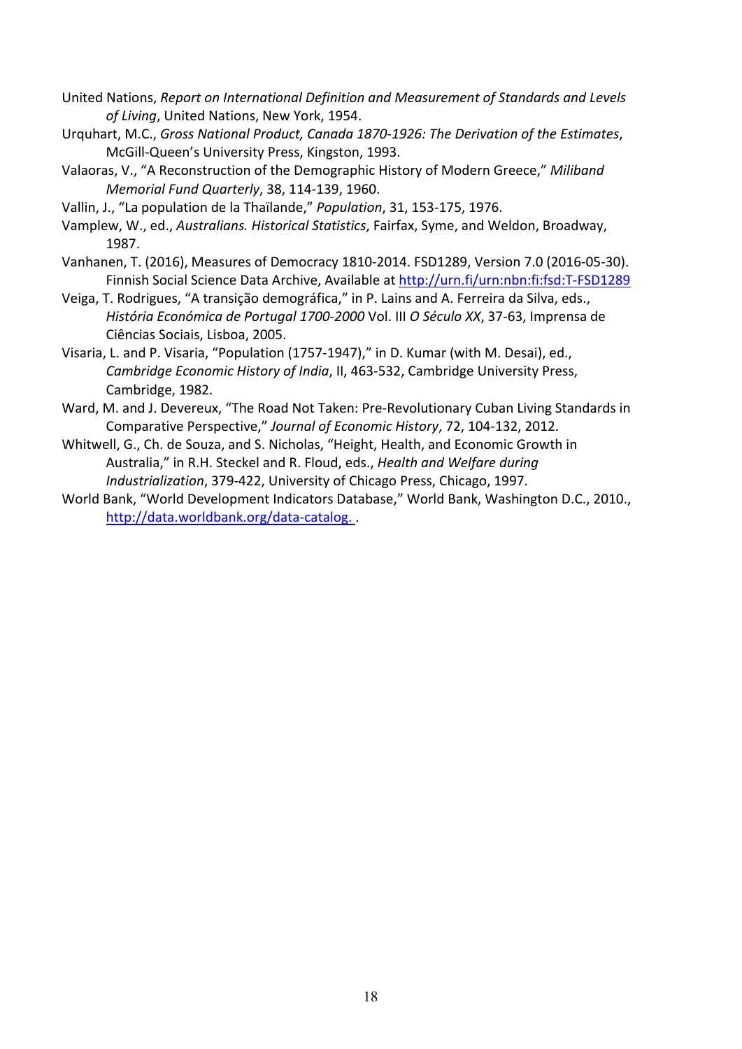United Nations, *Report on International Definition and Measurement of Standards and Levels of Living*, United Nations, New York, 1954.

Urquhart, M.C., *Gross National Product, Canada 1870-1926: The Derivation of the Estimates*, McGill-Queen's University Press, Kingston, 1993.

Valaoras, V., "A Reconstruction of the Demographic History of Modern Greece," *Miliband Memorial Fund Quarterly*, 38, 114-139, 1960.

Vallin, J., "La population de la Thaïlande," *Population*, 31, 153-175, 1976.

Vamplew, W., ed., *Australians. Historical Statistics*, Fairfax, Syme, and Weldon, Broadway, 1987.

Vanhanen, T. (2016), Measures of Democracy 1810-2014. FSD1289, Version 7.0 (2016-05-30). Finnish Social Science Data Archive, Available at http://urn.fi/urn:nbn:fi:fsd:T-FSD1289

Veiga, T. Rodrigues, "A transição demográfica," in P. Lains and A. Ferreira da Silva, eds., *História Económica de Portugal 1700-2000* Vol. III *O Século XX*, 37-63, Imprensa de Ciências Sociais, Lisboa, 2005.

Visaria, L. and P. Visaria, "Population (1757-1947)," in D. Kumar (with M. Desai), ed., *Cambridge Economic History of India*, II, 463-532, Cambridge University Press, Cambridge, 1982.

Ward, M. and J. Devereux, "The Road Not Taken: Pre-Revolutionary Cuban Living Standards in Comparative Perspective," *Journal of Economic History*, 72, 104-132, 2012.

Whitwell, G., Ch. de Souza, and S. Nicholas, "Height, Health, and Economic Growth in Australia," in R.H. Steckel and R. Floud, eds., *Health and Welfare during Industrialization*, 379-422, University of Chicago Press, Chicago, 1997.

World Bank, "World Development Indicators Database," World Bank, Washington D.C., 2010., http://data.worldbank.org/data-catalog. .